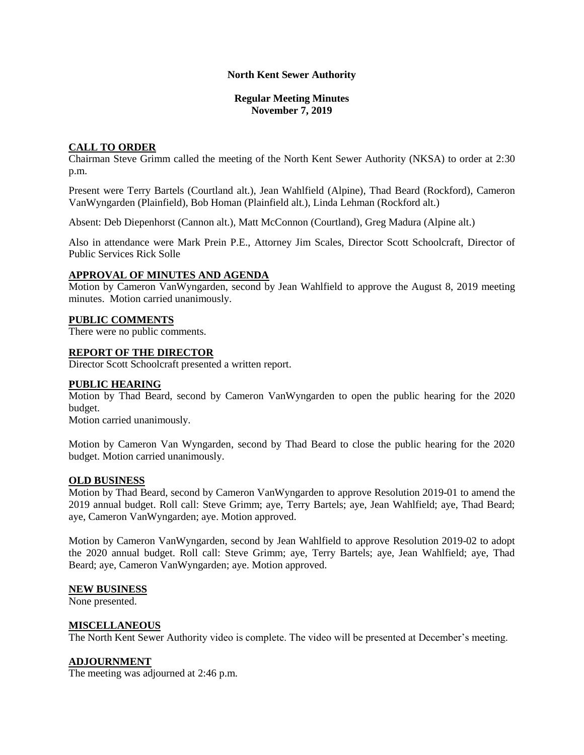**North Kent Sewer Authority**

**Regular Meeting Minutes**
**November 7, 2019**

## CALL TO ORDER

Chairman Steve Grimm called the meeting of the North Kent Sewer Authority (NKSA) to order at 2:30 p.m.

Present were Terry Bartels (Courtland alt.), Jean Wahlfield (Alpine), Thad Beard (Rockford), Cameron VanWyngarden (Plainfield), Bob Homan (Plainfield alt.), Linda Lehman (Rockford alt.)

Absent: Deb Diepenhorst (Cannon alt.), Matt McConnon (Courtland), Greg Madura (Alpine alt.)

Also in attendance were Mark Prein P.E., Attorney Jim Scales, Director Scott Schoolcraft, Director of Public Services Rick Solle

## APPROVAL OF MINUTES AND AGENDA

Motion by Cameron VanWyngarden, second by Jean Wahlfield to approve the August 8, 2019 meeting minutes. Motion carried unanimously.

## PUBLIC COMMENTS

There were no public comments.

## REPORT OF THE DIRECTOR

Director Scott Schoolcraft presented a written report.

## PUBLIC HEARING

Motion by Thad Beard, second by Cameron VanWyngarden to open the public hearing for the 2020 budget.
Motion carried unanimously.

Motion by Cameron Van Wyngarden, second by Thad Beard to close the public hearing for the 2020 budget. Motion carried unanimously.

## OLD BUSINESS

Motion by Thad Beard, second by Cameron VanWyngarden to approve Resolution 2019-01 to amend the 2019 annual budget. Roll call: Steve Grimm; aye, Terry Bartels; aye, Jean Wahlfield; aye, Thad Beard; aye, Cameron VanWyngarden; aye. Motion approved.

Motion by Cameron VanWyngarden, second by Jean Wahlfield to approve Resolution 2019-02 to adopt the 2020 annual budget. Roll call: Steve Grimm; aye, Terry Bartels; aye, Jean Wahlfield; aye, Thad Beard; aye, Cameron VanWyngarden; aye. Motion approved.

## NEW BUSINESS

None presented.

## MISCELLANEOUS

The North Kent Sewer Authority video is complete. The video will be presented at December's meeting.

## ADJOURNMENT

The meeting was adjourned at 2:46 p.m.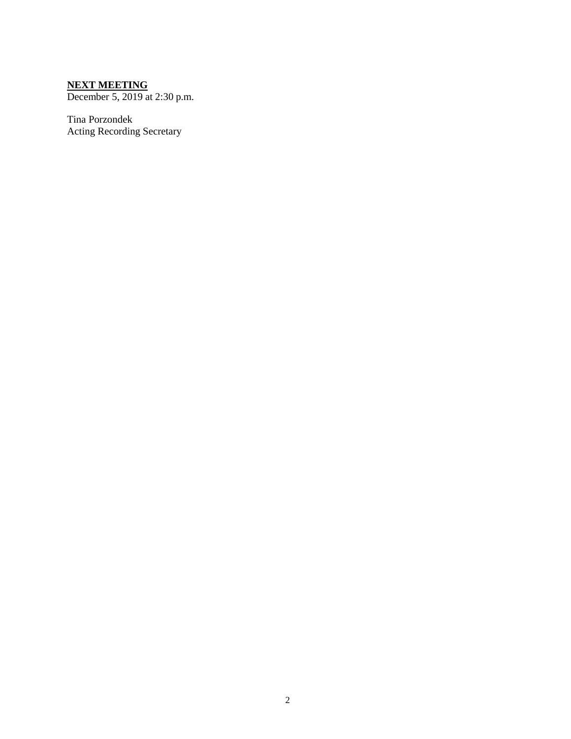**NEXT MEETING**
December 5, 2019 at 2:30 p.m.

Tina Porzondek
Acting Recording Secretary